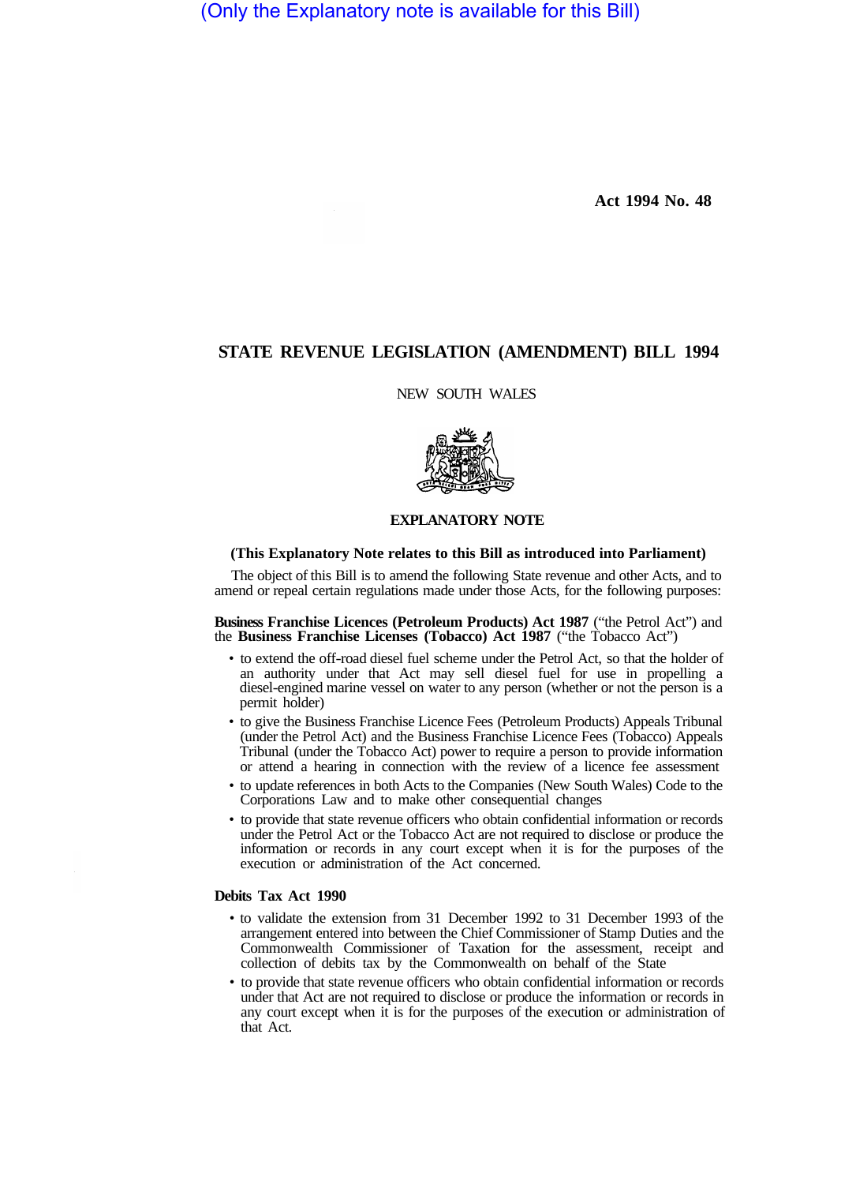(Only the Explanatory note is available for this Bill)

Act 1994 No. 48

# STATE REVENUE LEGISLATION (AMENDMENT) BILL 1994

NEW SOUTH WALES

## EXPLANATORY NOTE

**(This Explanatory Note relates to this Bill as introduced into Parliament)**

The object of this Bill is to amend the following State revenue and other Acts, and to amend or repeal certain regulations made under those Acts, for the following purposes:

**Business Franchise Licences (Petroleum Products) Act 1987** ("the Petrol Act") and the **Business Franchise Licenses (Tobacco) Act 1987** ("the Tobacco Act")

- to extend the off-road diesel fuel scheme under the Petrol Act, so that the holder of an authority under that Act may sell diesel fuel for use in propelling a diesel-engined marine vessel on water to any person (whether or not the person is a permit holder)
- to give the Business Franchise Licence Fees (Petroleum Products) Appeals Tribunal (under the Petrol Act) and the Business Franchise Licence Fees (Tobacco) Appeals Tribunal (under the Tobacco Act) power to require a person to provide information or attend a hearing in connection with the review of a licence fee assessment
- to update references in both Acts to the Companies (New South Wales) Code to the Corporations Law and to make other consequential changes
- to provide that state revenue officers who obtain confidential information or records under the Petrol Act or the Tobacco Act are not required to disclose or produce the information or records in any court except when it is for the purposes of the execution or administration of the Act concerned.

**Debits Tax Act 1990**

- to validate the extension from 31 December 1992 to 31 December 1993 of the arrangement entered into between the Chief Commissioner of Stamp Duties and the Commonwealth Commissioner of Taxation for the assessment, receipt and collection of debits tax by the Commonwealth on behalf of the State
- to provide that state revenue officers who obtain confidential information or records under that Act are not required to disclose or produce the information or records in any court except when it is for the purposes of the execution or administration of that Act.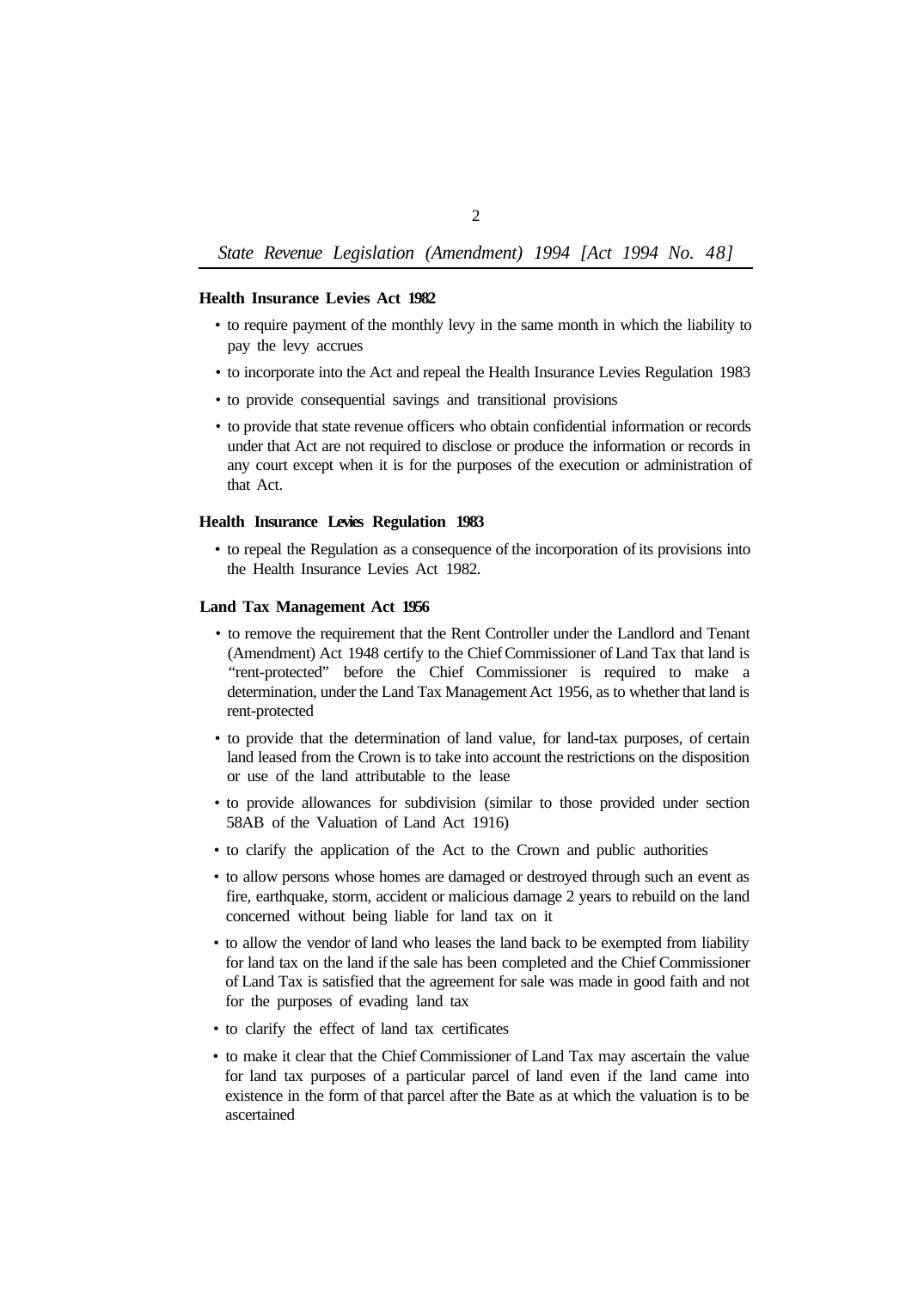**Health Insurance Levies Act 1982**

- to require payment of the monthly levy in the same month in which the liability to pay the levy accrues
- to incorporate into the Act and repeal the Health Insurance Levies Regulation 1983
- to provide consequential savings and transitional provisions
- to provide that state revenue officers who obtain confidential information or records under that Act are not required to disclose or produce the information or records in any court except when it is for the purposes of the execution or administration of that Act.

**Health Insurance Levies Regulation 1983**

- to repeal the Regulation as a consequence of the incorporation of its provisions into the Health Insurance Levies Act 1982.

**Land Tax Management Act 1956**

- to remove the requirement that the Rent Controller under the Landlord and Tenant (Amendment) Act 1948 certify to the Chief Commissioner of Land Tax that land is "rent-protected" before the Chief Commissioner is required to make a determination, under the Land Tax Management Act 1956, as to whether that land is rent-protected
- to provide that the determination of land value, for land-tax purposes, of certain land leased from the Crown is to take into account the restrictions on the disposition or use of the land attributable to the lease
- to provide allowances for subdivision (similar to those provided under section 58AB of the Valuation of Land Act 1916)
- to clarify the application of the Act to the Crown and public authorities
- to allow persons whose homes are damaged or destroyed through such an event as fire, earthquake, storm, accident or malicious damage 2 years to rebuild on the land concerned without being liable for land tax on it
- to allow the vendor of land who leases the land back to be exempted from liability for land tax on the land if the sale has been completed and the Chief Commissioner of Land Tax is satisfied that the agreement for sale was made in good faith and not for the purposes of evading land tax
- to clarify the effect of land tax certificates
- to make it clear that the Chief Commissioner of Land Tax may ascertain the value for land tax purposes of a particular parcel of land even if the land came into existence in the form of that parcel after the Bate as at which the valuation is to be ascertained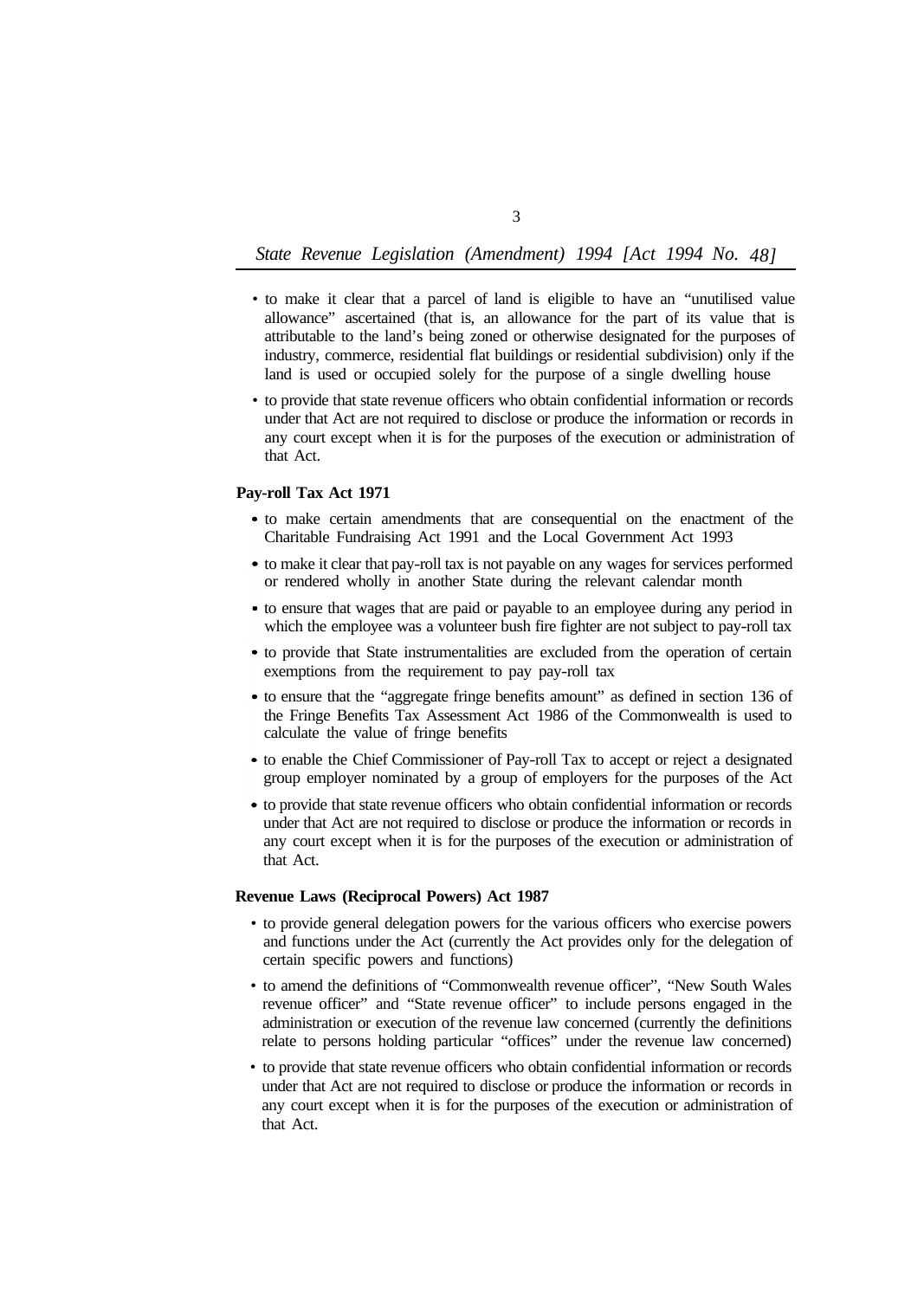- to make it clear that a parcel of land is eligible to have an "unutilised value allowance" ascertained (that is, an allowance for the part of its value that is attributable to the land's being zoned or otherwise designated for the purposes of industry, commerce, residential flat buildings or residential subdivision) only if the land is used or occupied solely for the purpose of a single dwelling house
- to provide that state revenue officers who obtain confidential information or records under that Act are not required to disclose or produce the information or records in any court except when it is for the purposes of the execution or administration of that Act.

**Pay-roll Tax Act 1971**

- to make certain amendments that are consequential on the enactment of the Charitable Fundraising Act 1991 and the Local Government Act 1993
- to make it clear that pay-roll tax is not payable on any wages for services performed or rendered wholly in another State during the relevant calendar month
- to ensure that wages that are paid or payable to an employee during any period in which the employee was a volunteer bush fire fighter are not subject to pay-roll tax
- to provide that State instrumentalities are excluded from the operation of certain exemptions from the requirement to pay pay-roll tax
- to ensure that the "aggregate fringe benefits amount" as defined in section 136 of the Fringe Benefits Tax Assessment Act 1986 of the Commonwealth is used to calculate the value of fringe benefits
- to enable the Chief Commissioner of Pay-roll Tax to accept or reject a designated group employer nominated by a group of employers for the purposes of the Act
- to provide that state revenue officers who obtain confidential information or records under that Act are not required to disclose or produce the information or records in any court except when it is for the purposes of the execution or administration of that Act.

**Revenue Laws (Reciprocal Powers) Act 1987**

- to provide general delegation powers for the various officers who exercise powers and functions under the Act (currently the Act provides only for the delegation of certain specific powers and functions)
- to amend the definitions of "Commonwealth revenue officer", "New South Wales revenue officer" and "State revenue officer" to include persons engaged in the administration or execution of the revenue law concerned (currently the definitions relate to persons holding particular "offices" under the revenue law concerned)
- to provide that state revenue officers who obtain confidential information or records under that Act are not required to disclose or produce the information or records in any court except when it is for the purposes of the execution or administration of that Act.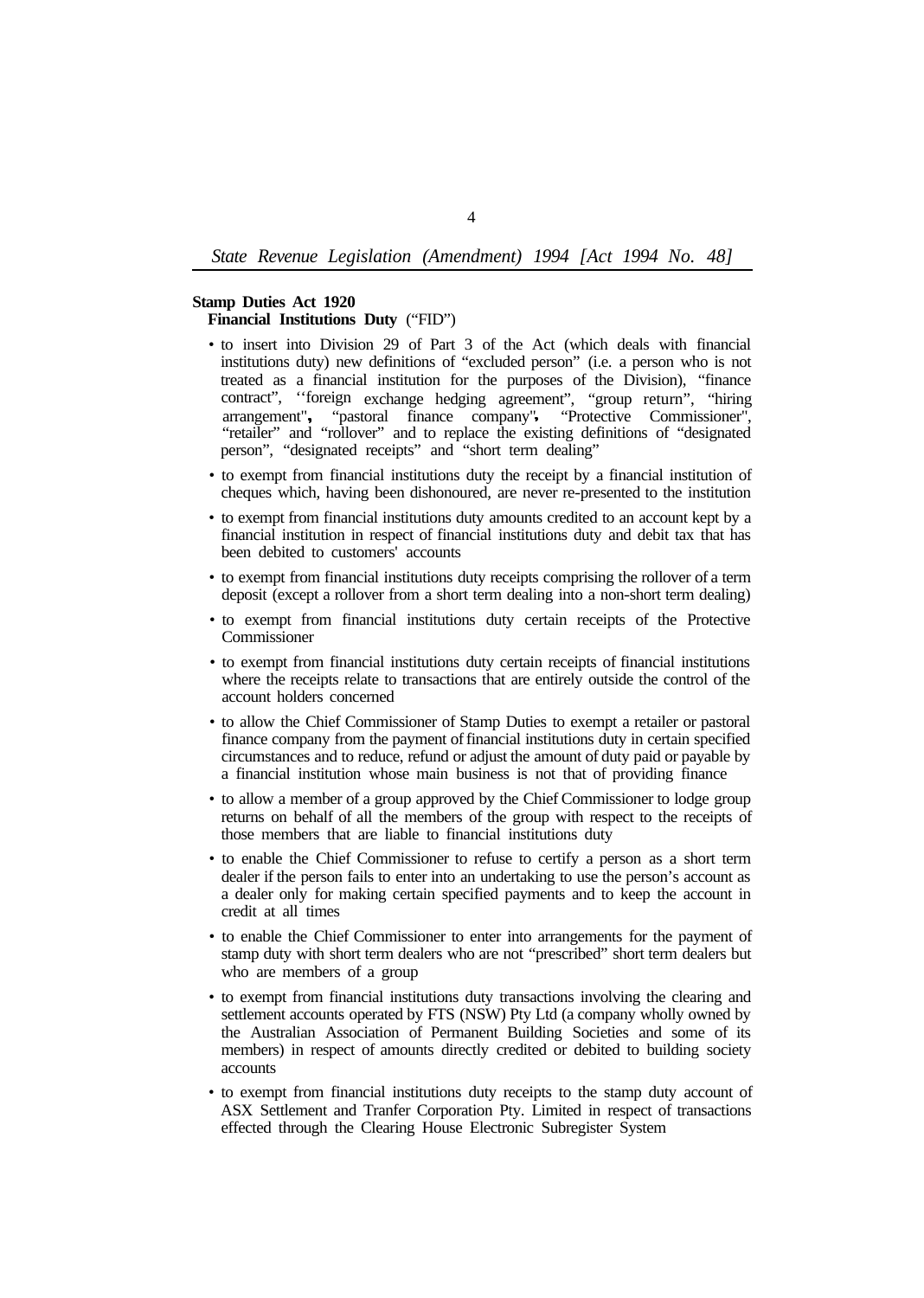**Stamp Duties Act 1920**

**Financial Institutions Duty** ("FID")

- to insert into Division 29 of Part 3 of the Act (which deals with financial institutions duty) new definitions of "excluded person" (i.e. a person who is not treated as a financial institution for the purposes of the Division), "finance contract", "foreign exchange hedging agreement", "group return", "hiring arrangement", "pastoral finance company", "Protective Commissioner", "retailer" and "rollover" and to replace the existing definitions of "designated person", "designated receipts" and "short term dealing"
- to exempt from financial institutions duty the receipt by a financial institution of cheques which, having been dishonoured, are never re-presented to the institution
- to exempt from financial institutions duty amounts credited to an account kept by a financial institution in respect of financial institutions duty and debit tax that has been debited to customers' accounts
- to exempt from financial institutions duty receipts comprising the rollover of a term deposit (except a rollover from a short term dealing into a non-short term dealing)
- to exempt from financial institutions duty certain receipts of the Protective Commissioner
- to exempt from financial institutions duty certain receipts of financial institutions where the receipts relate to transactions that are entirely outside the control of the account holders concerned
- to allow the Chief Commissioner of Stamp Duties to exempt a retailer or pastoral finance company from the payment of financial institutions duty in certain specified circumstances and to reduce, refund or adjust the amount of duty paid or payable by a financial institution whose main business is not that of providing finance
- to allow a member of a group approved by the Chief Commissioner to lodge group returns on behalf of all the members of the group with respect to the receipts of those members that are liable to financial institutions duty
- to enable the Chief Commissioner to refuse to certify a person as a short term dealer if the person fails to enter into an undertaking to use the person's account as a dealer only for making certain specified payments and to keep the account in credit at all times
- to enable the Chief Commissioner to enter into arrangements for the payment of stamp duty with short term dealers who are not "prescribed" short term dealers but who are members of a group
- to exempt from financial institutions duty transactions involving the clearing and settlement accounts operated by FTS (NSW) Pty Ltd (a company wholly owned by the Australian Association of Permanent Building Societies and some of its members) in respect of amounts directly credited or debited to building society accounts
- to exempt from financial institutions duty receipts to the stamp duty account of ASX Settlement and Tranfer Corporation Pty. Limited in respect of transactions effected through the Clearing House Electronic Subregister System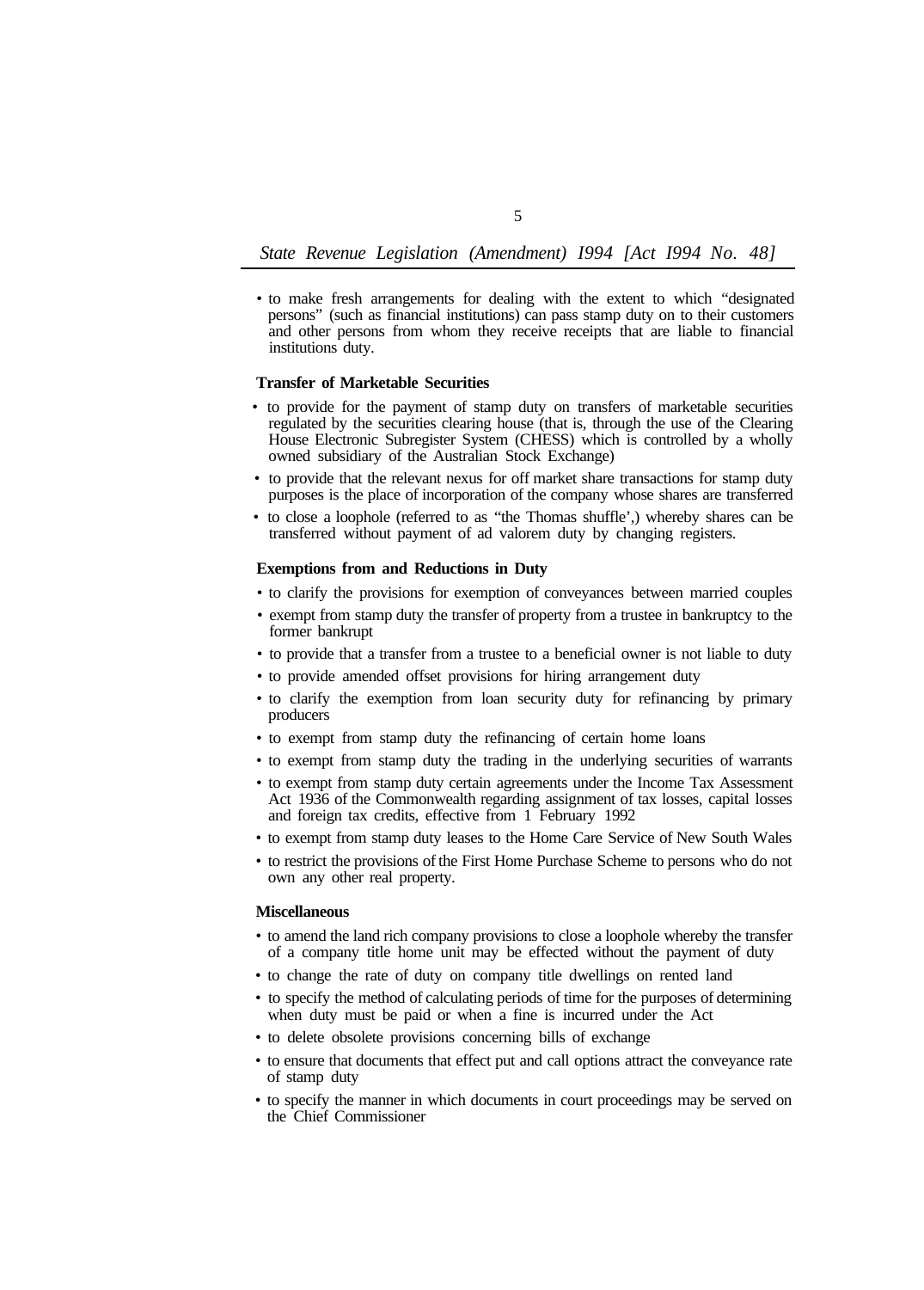- to make fresh arrangements for dealing with the extent to which "designated persons" (such as financial institutions) can pass stamp duty on to their customers and other persons from whom they receive receipts that are liable to financial institutions duty.

**Transfer of Marketable Securities**

- to provide for the payment of stamp duty on transfers of marketable securities regulated by the securities clearing house (that is, through the use of the Clearing House Electronic Subregister System (CHESS) which is controlled by a wholly owned subsidiary of the Australian Stock Exchange)
- to provide that the relevant nexus for off market share transactions for stamp duty purposes is the place of incorporation of the company whose shares are transferred
- to close a loophole (referred to as "the Thomas shuffle',) whereby shares can be transferred without payment of ad valorem duty by changing registers.

**Exemptions from and Reductions in Duty**

- to clarify the provisions for exemption of conveyances between married couples
- exempt from stamp duty the transfer of property from a trustee in bankruptcy to the former bankrupt
- to provide that a transfer from a trustee to a beneficial owner is not liable to duty
- to provide amended offset provisions for hiring arrangement duty
- to clarify the exemption from loan security duty for refinancing by primary producers
- to exempt from stamp duty the refinancing of certain home loans
- to exempt from stamp duty the trading in the underlying securities of warrants
- to exempt from stamp duty certain agreements under the Income Tax Assessment Act 1936 of the Commonwealth regarding assignment of tax losses, capital losses and foreign tax credits, effective from 1 February 1992
- to exempt from stamp duty leases to the Home Care Service of New South Wales
- to restrict the provisions of the First Home Purchase Scheme to persons who do not own any other real property.

**Miscellaneous**

- to amend the land rich company provisions to close a loophole whereby the transfer of a company title home unit may be effected without the payment of duty
- to change the rate of duty on company title dwellings on rented land
- to specify the method of calculating periods of time for the purposes of determining when duty must be paid or when a fine is incurred under the Act
- to delete obsolete provisions concerning bills of exchange
- to ensure that documents that effect put and call options attract the conveyance rate of stamp duty
- to specify the manner in which documents in court proceedings may be served on the Chief Commissioner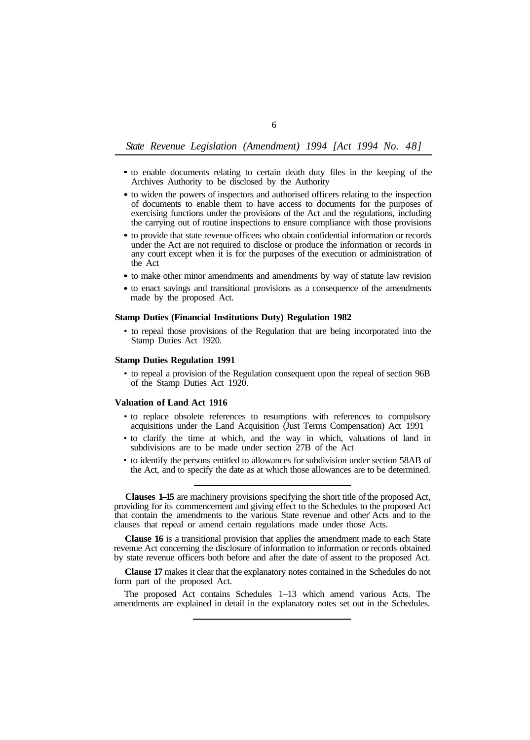- to enable documents relating to certain death duty files in the keeping of the Archives Authority to be disclosed by the Authority
- to widen the powers of inspectors and authorised officers relating to the inspection of documents to enable them to have access to documents for the purposes of exercising functions under the provisions of the Act and the regulations, including the carrying out of routine inspections to ensure compliance with those provisions
- to provide that state revenue officers who obtain confidential information or records under the Act are not required to disclose or produce the information or records in any court except when it is for the purposes of the execution or administration of the Act
- to make other minor amendments and amendments by way of statute law revision
- to enact savings and transitional provisions as a consequence of the amendments made by the proposed Act.

**Stamp Duties (Financial Institutions Duty) Regulation 1982**

- to repeal those provisions of the Regulation that are being incorporated into the Stamp Duties Act 1920.

**Stamp Duties Regulation 1991**

- to repeal a provision of the Regulation consequent upon the repeal of section 96B of the Stamp Duties Act 1920.

**Valuation of Land Act 1916**

- to replace obsolete references to resumptions with references to compulsory acquisitions under the Land Acquisition (Just Terms Compensation) Act 1991
- to clarify the time at which, and the way in which, valuations of land in subdivisions are to be made under section 27B of the Act
- to identify the persons entitled to allowances for subdivision under section 58AB of the Act, and to specify the date as at which those allowances are to be determined.

---

**Clauses 1–15** are machinery provisions specifying the short title of the proposed Act, providing for its commencement and giving effect to the Schedules to the proposed Act that contain the amendments to the various State revenue and other Acts and to the clauses that repeal or amend certain regulations made under those Acts.

**Clause 16** is a transitional provision that applies the amendment made to each State revenue Act concerning the disclosure of information to information or records obtained by state revenue officers both before and after the date of assent to the proposed Act.

**Clause 17** makes it clear that the explanatory notes contained in the Schedules do not form part of the proposed Act.

The proposed Act contains Schedules 1–13 which amend various Acts. The amendments are explained in detail in the explanatory notes set out in the Schedules.

---